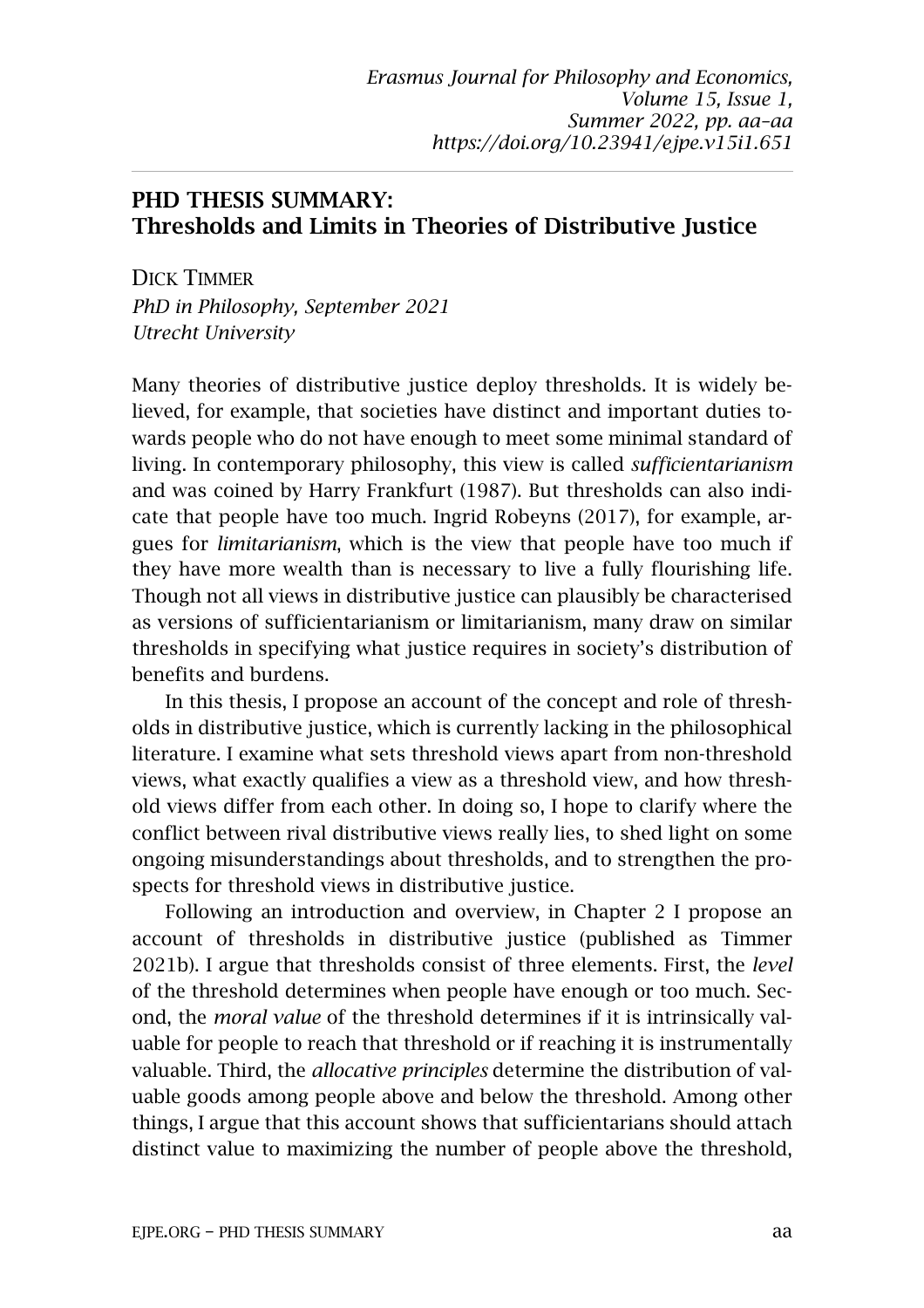# PHD THESIS SUMMARY: Thresholds and Limits in Theories of Distributive Justice

DICK TIMMER
*PhD in Philosophy, September 2021*
*Utrecht University*

Many theories of distributive justice deploy thresholds. It is widely believed, for example, that societies have distinct and important duties towards people who do not have enough to meet some minimal standard of living. In contemporary philosophy, this view is called *sufficientarianism* and was coined by Harry Frankfurt (1987). But thresholds can also indicate that people have too much. Ingrid Robeyns (2017), for example, argues for *limitarianism*, which is the view that people have too much if they have more wealth than is necessary to live a fully flourishing life. Though not all views in distributive justice can plausibly be characterised as versions of sufficientarianism or limitarianism, many draw on similar thresholds in specifying what justice requires in society's distribution of benefits and burdens.

In this thesis, I propose an account of the concept and role of thresholds in distributive justice, which is currently lacking in the philosophical literature. I examine what sets threshold views apart from non-threshold views, what exactly qualifies a view as a threshold view, and how threshold views differ from each other. In doing so, I hope to clarify where the conflict between rival distributive views really lies, to shed light on some ongoing misunderstandings about thresholds, and to strengthen the prospects for threshold views in distributive justice.

Following an introduction and overview, in Chapter 2 I propose an account of thresholds in distributive justice (published as Timmer 2021b). I argue that thresholds consist of three elements. First, the *level* of the threshold determines when people have enough or too much. Second, the *moral value* of the threshold determines if it is intrinsically valuable for people to reach that threshold or if reaching it is instrumentally valuable. Third, the *allocative principles* determine the distribution of valuable goods among people above and below the threshold. Among other things, I argue that this account shows that sufficientarians should attach distinct value to maximizing the number of people above the threshold,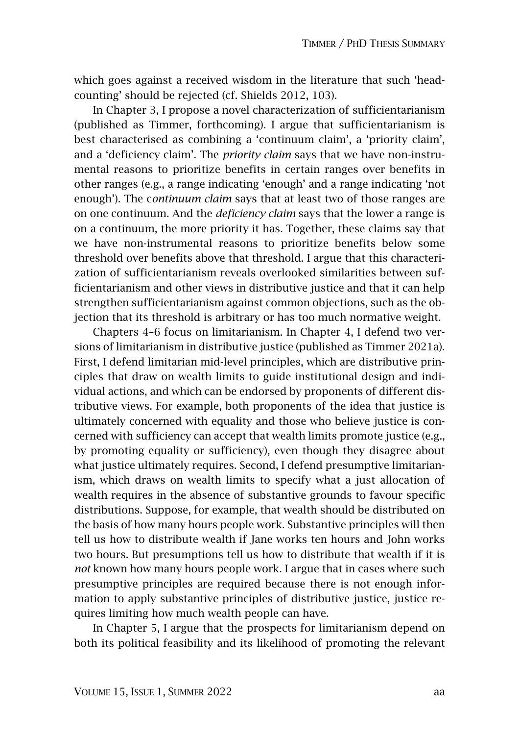which goes against a received wisdom in the literature that such 'head-counting' should be rejected (cf. Shields 2012, 103).

In Chapter 3, I propose a novel characterization of sufficientarianism (published as Timmer, forthcoming). I argue that sufficientarianism is best characterised as combining a 'continuum claim', a 'priority claim', and a 'deficiency claim'. The *priority claim* says that we have non-instrumental reasons to prioritize benefits in certain ranges over benefits in other ranges (e.g., a range indicating 'enough' and a range indicating 'not enough'). The c*ontinuum claim* says that at least two of those ranges are on one continuum. And the *deficiency claim* says that the lower a range is on a continuum, the more priority it has. Together, these claims say that we have non-instrumental reasons to prioritize benefits below some threshold over benefits above that threshold. I argue that this characterization of sufficientarianism reveals overlooked similarities between sufficientarianism and other views in distributive justice and that it can help strengthen sufficientarianism against common objections, such as the objection that its threshold is arbitrary or has too much normative weight.

Chapters 4–6 focus on limitarianism. In Chapter 4, I defend two versions of limitarianism in distributive justice (published as Timmer 2021a). First, I defend limitarian mid-level principles, which are distributive principles that draw on wealth limits to guide institutional design and individual actions, and which can be endorsed by proponents of different distributive views. For example, both proponents of the idea that justice is ultimately concerned with equality and those who believe justice is concerned with sufficiency can accept that wealth limits promote justice (e.g., by promoting equality or sufficiency), even though they disagree about what justice ultimately requires. Second, I defend presumptive limitarianism, which draws on wealth limits to specify what a just allocation of wealth requires in the absence of substantive grounds to favour specific distributions. Suppose, for example, that wealth should be distributed on the basis of how many hours people work. Substantive principles will then tell us how to distribute wealth if Jane works ten hours and John works two hours. But presumptions tell us how to distribute that wealth if it is *not* known how many hours people work. I argue that in cases where such presumptive principles are required because there is not enough information to apply substantive principles of distributive justice, justice requires limiting how much wealth people can have.

In Chapter 5, I argue that the prospects for limitarianism depend on both its political feasibility and its likelihood of promoting the relevant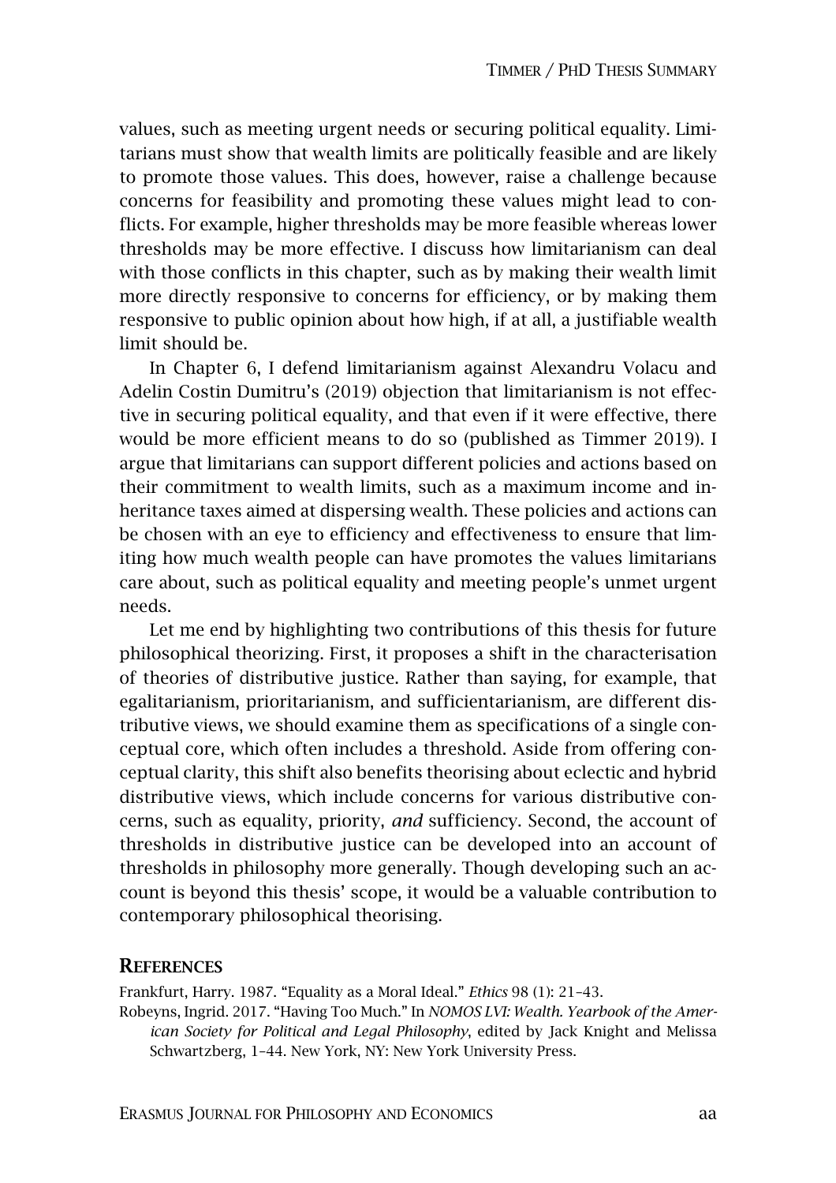values, such as meeting urgent needs or securing political equality. Limitarians must show that wealth limits are politically feasible and are likely to promote those values. This does, however, raise a challenge because concerns for feasibility and promoting these values might lead to conflicts. For example, higher thresholds may be more feasible whereas lower thresholds may be more effective. I discuss how limitarianism can deal with those conflicts in this chapter, such as by making their wealth limit more directly responsive to concerns for efficiency, or by making them responsive to public opinion about how high, if at all, a justifiable wealth limit should be.

In Chapter 6, I defend limitarianism against Alexandru Volacu and Adelin Costin Dumitru's (2019) objection that limitarianism is not effective in securing political equality, and that even if it were effective, there would be more efficient means to do so (published as Timmer 2019). I argue that limitarians can support different policies and actions based on their commitment to wealth limits, such as a maximum income and inheritance taxes aimed at dispersing wealth. These policies and actions can be chosen with an eye to efficiency and effectiveness to ensure that limiting how much wealth people can have promotes the values limitarians care about, such as political equality and meeting people's unmet urgent needs.

Let me end by highlighting two contributions of this thesis for future philosophical theorizing. First, it proposes a shift in the characterisation of theories of distributive justice. Rather than saying, for example, that egalitarianism, prioritarianism, and sufficientarianism, are different distributive views, we should examine them as specifications of a single conceptual core, which often includes a threshold. Aside from offering conceptual clarity, this shift also benefits theorising about eclectic and hybrid distributive views, which include concerns for various distributive concerns, such as equality, priority, *and* sufficiency. Second, the account of thresholds in distributive justice can be developed into an account of thresholds in philosophy more generally. Though developing such an account is beyond this thesis' scope, it would be a valuable contribution to contemporary philosophical theorising.

## REFERENCES

Frankfurt, Harry. 1987. "Equality as a Moral Ideal." *Ethics* 98 (1): 21–43.

Robeyns, Ingrid. 2017. "Having Too Much." In *NOMOS LVI: Wealth. Yearbook of the American Society for Political and Legal Philosophy*, edited by Jack Knight and Melissa Schwartzberg, 1–44. New York, NY: New York University Press.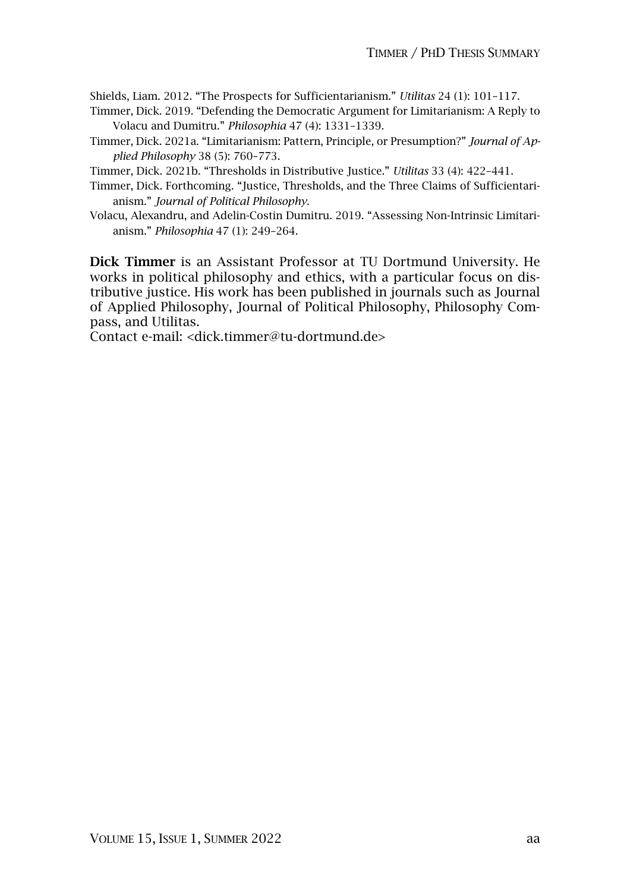Shields, Liam. 2012. "The Prospects for Sufficientarianism." *Utilitas* 24 (1): 101–117.

Timmer, Dick. 2019. "Defending the Democratic Argument for Limitarianism: A Reply to Volacu and Dumitru." *Philosophia* 47 (4): 1331–1339.

Timmer, Dick. 2021a. "Limitarianism: Pattern, Principle, or Presumption?" *Journal of Applied Philosophy* 38 (5): 760–773.

Timmer, Dick. 2021b. "Thresholds in Distributive Justice." *Utilitas* 33 (4): 422–441.

Timmer, Dick. Forthcoming. "Justice, Thresholds, and the Three Claims of Sufficientarianism." *Journal of Political Philosophy*.

Volacu, Alexandru, and Adelin-Costin Dumitru. 2019. "Assessing Non-Intrinsic Limitarianism." *Philosophia* 47 (1): 249–264.

**Dick Timmer** is an Assistant Professor at TU Dortmund University. He works in political philosophy and ethics, with a particular focus on distributive justice. His work has been published in journals such as Journal of Applied Philosophy, Journal of Political Philosophy, Philosophy Compass, and Utilitas.

Contact e-mail: <dick.timmer@tu-dortmund.de>